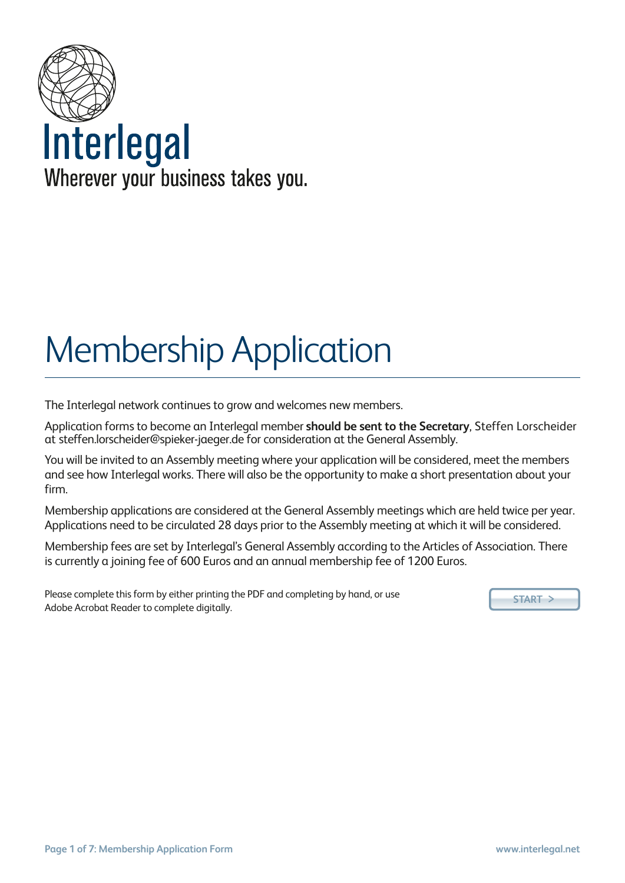Interlegal

Wherever your business takes you.

# Membership Application

The Interlegal network continues to grow and welcomes new members.

Application forms to become an Interlegal member **should be sent to the Secretary**, Steffen Lorscheider at steffen.lorscheider@spieker-jaeger.de for consideration at the General Assembly.

You will be invited to an Assembly meeting where your application will be considered, meet the members and see how Interlegal works. There will also be the opportunity to make a short presentation about your firm.

Membership applications are considered at the General Assembly meetings which are held twice per year. Applications need to be circulated 28 days prior to the Assembly meeting at which it will be considered.

Membership fees are set by Interlegal's General Assembly according to the Articles of Association. There is currently a joining fee of 600 Euros and an annual membership fee of 1200 Euros.

Please complete this form by either printing the PDF and completing by hand, or use Adobe Acrobat Reader to complete digitally.

START >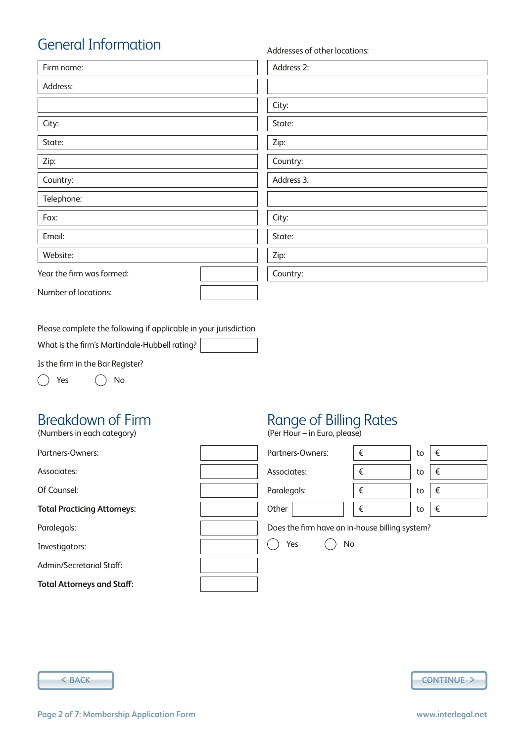## General Information

Firm name:

Address:

City:

State:

Zip:

Country:

Telephone:

Fax:

Email:

Website:

Year the firm was formed:

Number of locations:

Addresses of other locations:

Address 2:

City:

State:

Zip:

Country:

Address 3:

City:

State:

Zip:

Country:

Please complete the following if applicable in your jurisdiction

What is the firm's Martindale-Hubbell rating?

Is the firm in the Bar Register?

◯ Yes ◯ No

## Breakdown of Firm

(Numbers in each category)

| Category | Number |
|---|---|
| Partners-Owners: | |
| Associates: | |
| Of Counsel: | |
| **Total Practicing Attorneys:** | |
| Paralegals: | |
| Investigators: | |
| Admin/Secretarial Staff: | |
| **Total Attorneys and Staff:** | |

## Range of Billing Rates

(Per Hour – in Euro, please)

| Category | From | | To |
|---|---|---|---|
| Partners-Owners: | € | to | € |
| Associates: | € | to | € |
| Paralegals: | € | to | € |
| Other | € | to | € |

Does the firm have an in-house billing system?

◯ Yes ◯ No

< BACK

CONTINUE >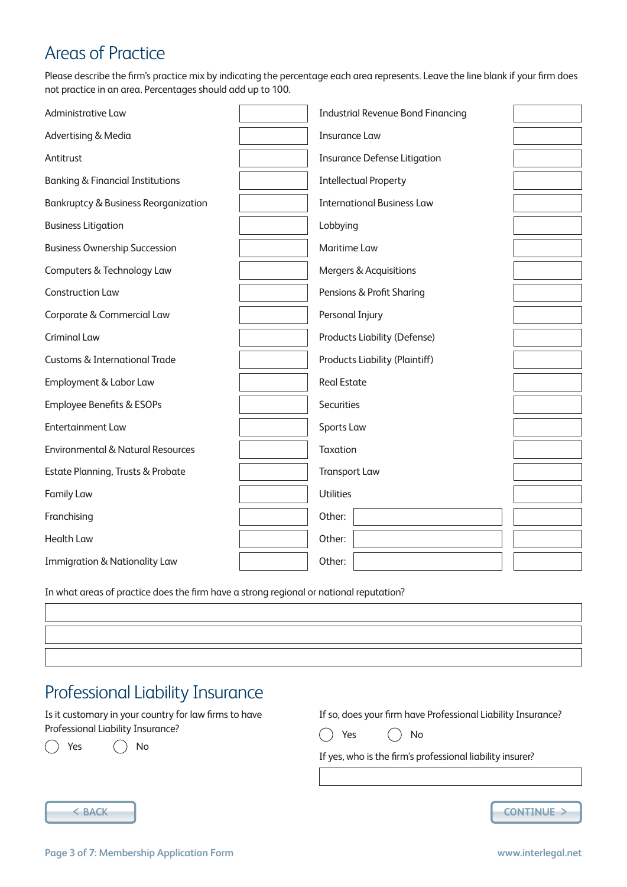## Areas of Practice

Please describe the firm's practice mix by indicating the percentage each area represents. Leave the line blank if your firm does not practice in an area. Percentages should add up to 100.

| Area | % | Area | % |
|---|---|---|---|
| Administrative Law | | Industrial Revenue Bond Financing | |
| Advertising & Media | | Insurance Law | |
| Antitrust | | Insurance Defense Litigation | |
| Banking & Financial Institutions | | Intellectual Property | |
| Bankruptcy & Business Reorganization | | International Business Law | |
| Business Litigation | | Lobbying | |
| Business Ownership Succession | | Maritime Law | |
| Computers & Technology Law | | Mergers & Acquisitions | |
| Construction Law | | Pensions & Profit Sharing | |
| Corporate & Commercial Law | | Personal Injury | |
| Criminal Law | | Products Liability (Defense) | |
| Customs & International Trade | | Products Liability (Plaintiff) | |
| Employment & Labor Law | | Real Estate | |
| Employee Benefits & ESOPs | | Securities | |
| Entertainment Law | | Sports Law | |
| Environmental & Natural Resources | | Taxation | |
| Estate Planning, Trusts & Probate | | Transport Law | |
| Family Law | | Utilities | |
| Franchising | | Other: | |
| Health Law | | Other: | |
| Immigration & Nationality Law | | Other: | |

In what areas of practice does the firm have a strong regional or national reputation?

## Professional Liability Insurance

Is it customary in your country for law firms to have Professional Liability Insurance?

◯ Yes ◯ No

If so, does your firm have Professional Liability Insurance?

◯ Yes ◯ No

If yes, who is the firm's professional liability insurer?

< BACK

CONTINUE >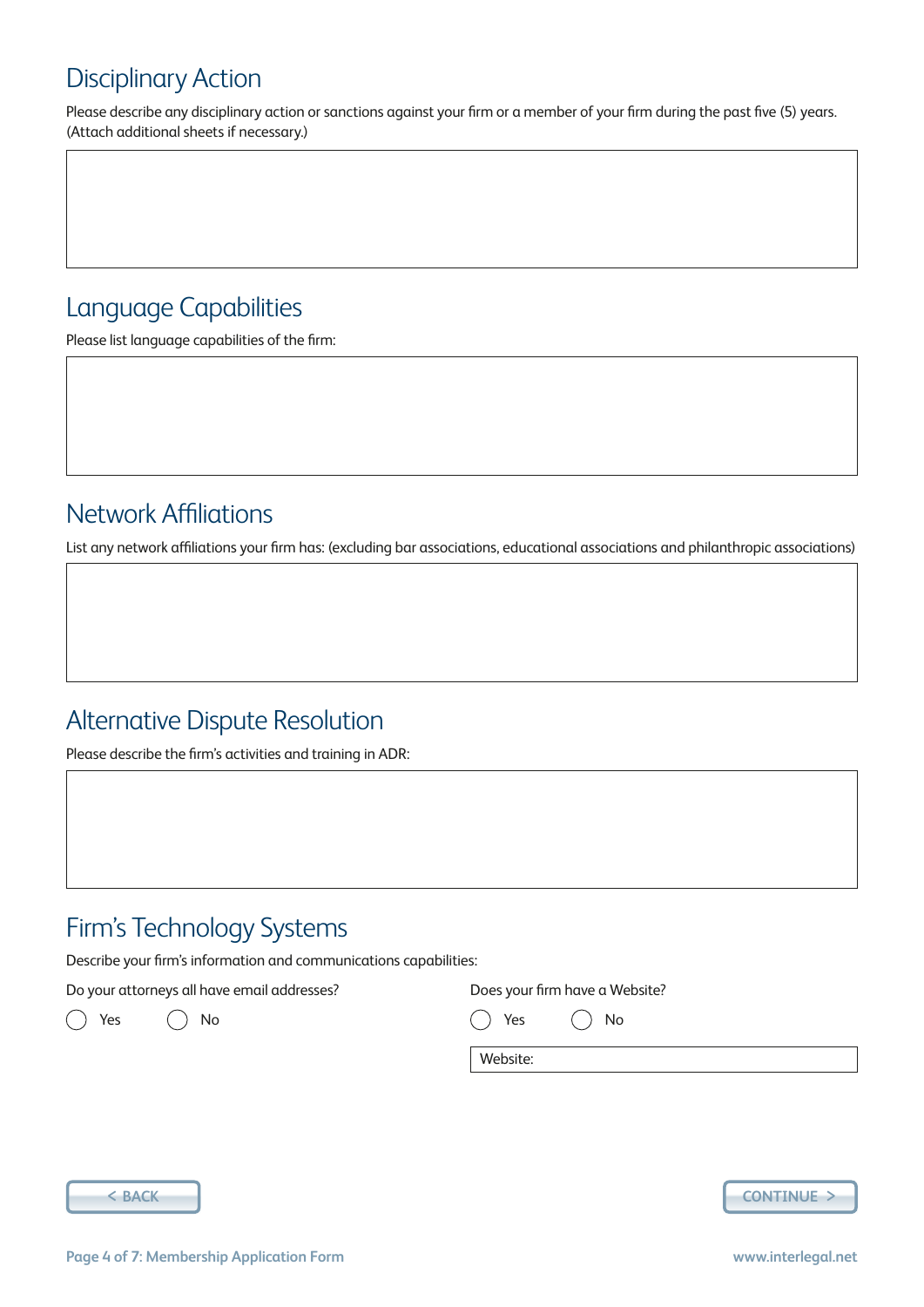## Disciplinary Action

Please describe any disciplinary action or sanctions against your firm or a member of your firm during the past five (5) years. (Attach additional sheets if necessary.)

## Language Capabilities

Please list language capabilities of the firm:

## Network Affiliations

List any network affiliations your firm has: (excluding bar associations, educational associations and philanthropic associations)

## Alternative Dispute Resolution

Please describe the firm's activities and training in ADR:

## Firm's Technology Systems

Describe your firm's information and communications capabilities:

Do your attorneys all have email addresses?

◯ Yes ◯ No

Does your firm have a Website?

◯ Yes ◯ No

Website:

< BACK

CONTINUE >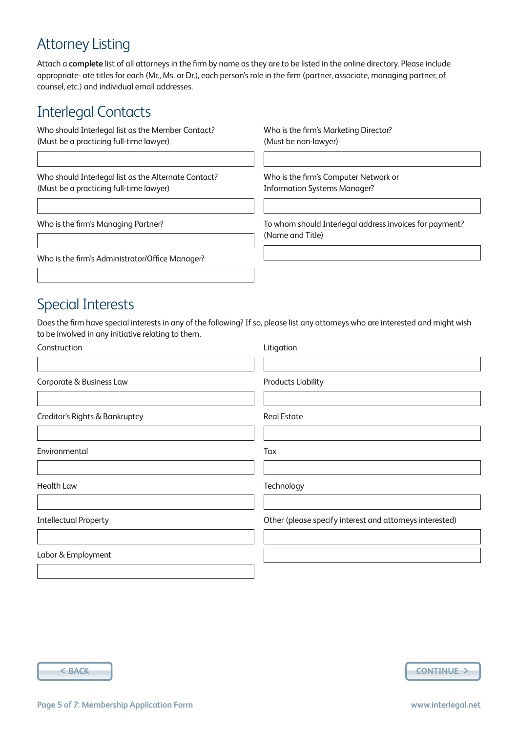## Attorney Listing

Attach a **complete** list of all attorneys in the firm by name as they are to be listed in the online directory. Please include appropriate- ate titles for each (Mr., Ms. or Dr.), each person's role in the firm (partner, associate, managing partner, of counsel, etc.) and individual email addresses.

## Interlegal Contacts

Who should Interlegal list as the Member Contact?
(Must be a practicing full-time lawyer)

Who should Interlegal list as the Alternate Contact?
(Must be a practicing full-time lawyer)

Who is the firm's Managing Partner?

Who is the firm's Administrator/Office Manager?

Who is the firm's Marketing Director?
(Must be non-lawyer)

Who is the firm's Computer Network or Information Systems Manager?

To whom should Interlegal address invoices for payment?
(Name and Title)

## Special Interests

Does the firm have special interests in any of the following? If so, please list any attorneys who are interested and might wish to be involved in any initiative relating to them.

Construction

Corporate & Business Law

Creditor's Rights & Bankruptcy

Environmental

Health Law

Intellectual Property

Labor & Employment

Litigation

Products Liability

Real Estate

Tax

Technology

Other (please specify interest and attorneys interested)

< BACK

CONTINUE >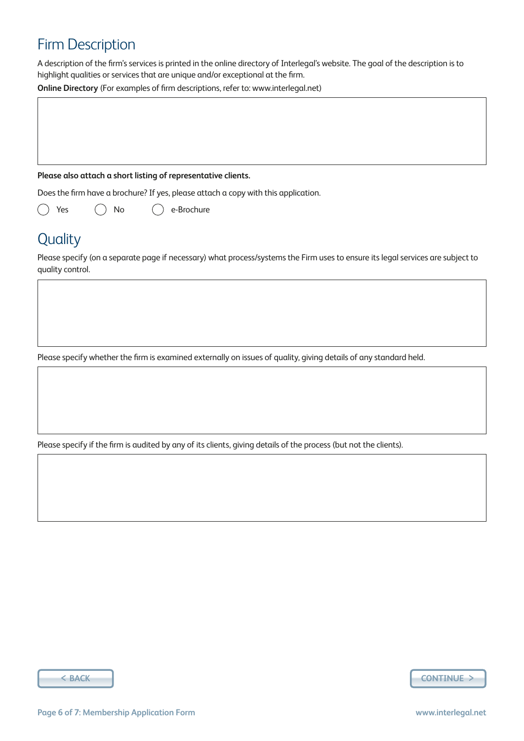## Firm Description

A description of the firm's services is printed in the online directory of Interlegal's website. The goal of the description is to highlight qualities or services that are unique and/or exceptional at the firm.

**Online Directory** (For examples of firm descriptions, refer to: www.interlegal.net)

**Please also attach a short listing of representative clients.**

Does the firm have a brochure? If yes, please attach a copy with this application.

- ◯ Yes
- ◯ No
- ◯ e-Brochure

## Quality

Please specify (on a separate page if necessary) what process/systems the Firm uses to ensure its legal services are subject to quality control.

Please specify whether the firm is examined externally on issues of quality, giving details of any standard held.

Please specify if the firm is audited by any of its clients, giving details of the process (but not the clients).

< BACK

CONTINUE >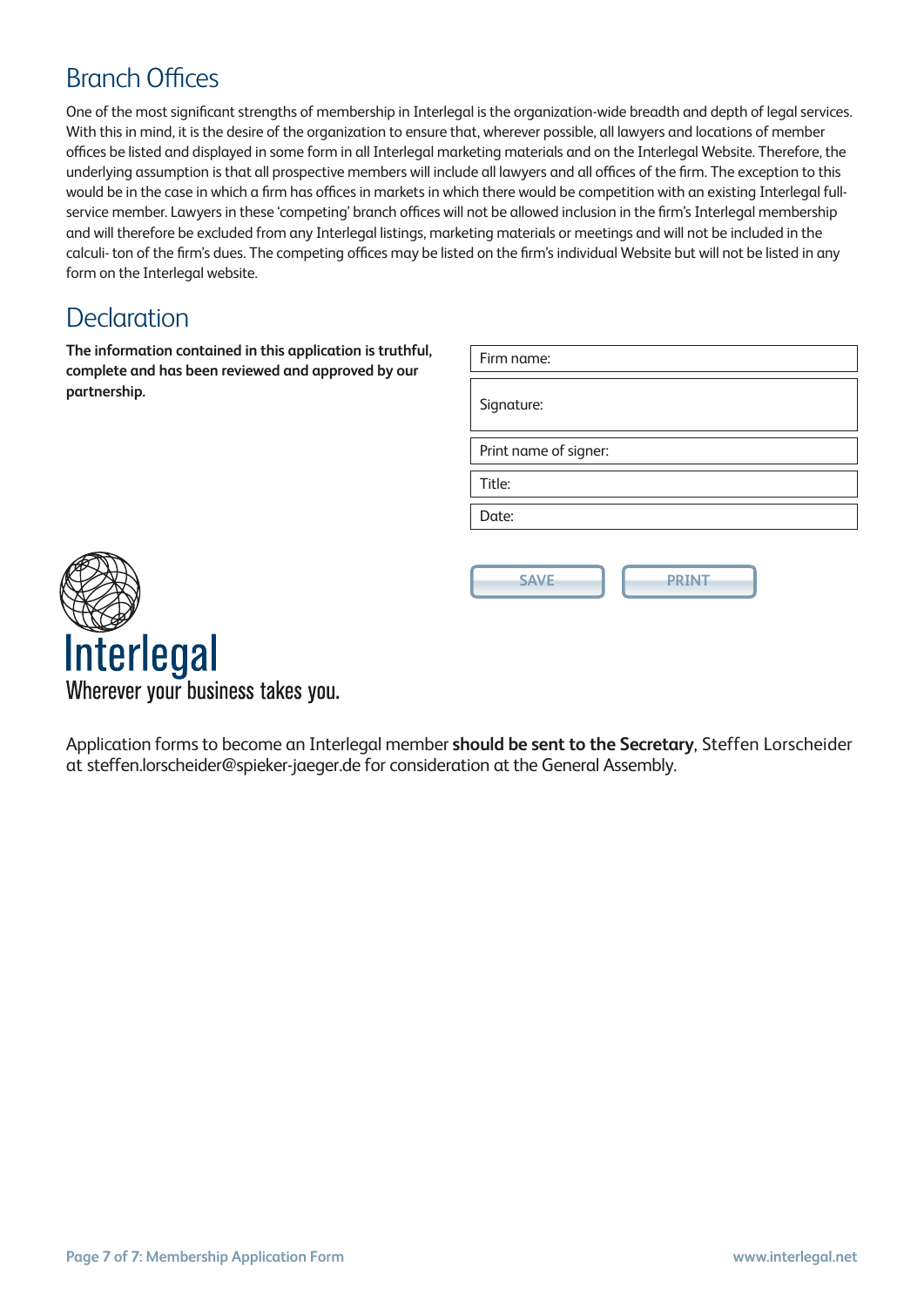## Branch Offices

One of the most significant strengths of membership in Interlegal is the organization-wide breadth and depth of legal services. With this in mind, it is the desire of the organization to ensure that, wherever possible, all lawyers and locations of member offices be listed and displayed in some form in all Interlegal marketing materials and on the Interlegal Website. Therefore, the underlying assumption is that all prospective members will include all lawyers and all offices of the firm. The exception to this would be in the case in which a firm has offices in markets in which there would be competition with an existing Interlegal full-service member. Lawyers in these 'competing' branch offices will not be allowed inclusion in the firm's Interlegal membership and will therefore be excluded from any Interlegal listings, marketing materials or meetings and will not be included in the calculi- ton of the firm's dues. The competing offices may be listed on the firm's individual Website but will not be listed in any form on the Interlegal website.

## Declaration

**The information contained in this application is truthful, complete and has been reviewed and approved by our partnership.**

Firm name:

Signature:

Print name of signer:

Title:

Date:

SAVE PRINT

Interlegal

Wherever your business takes you.

Application forms to become an Interlegal member **should be sent to the Secretary**, Steffen Lorscheider at steffen.lorscheider@spieker-jaeger.de for consideration at the General Assembly.